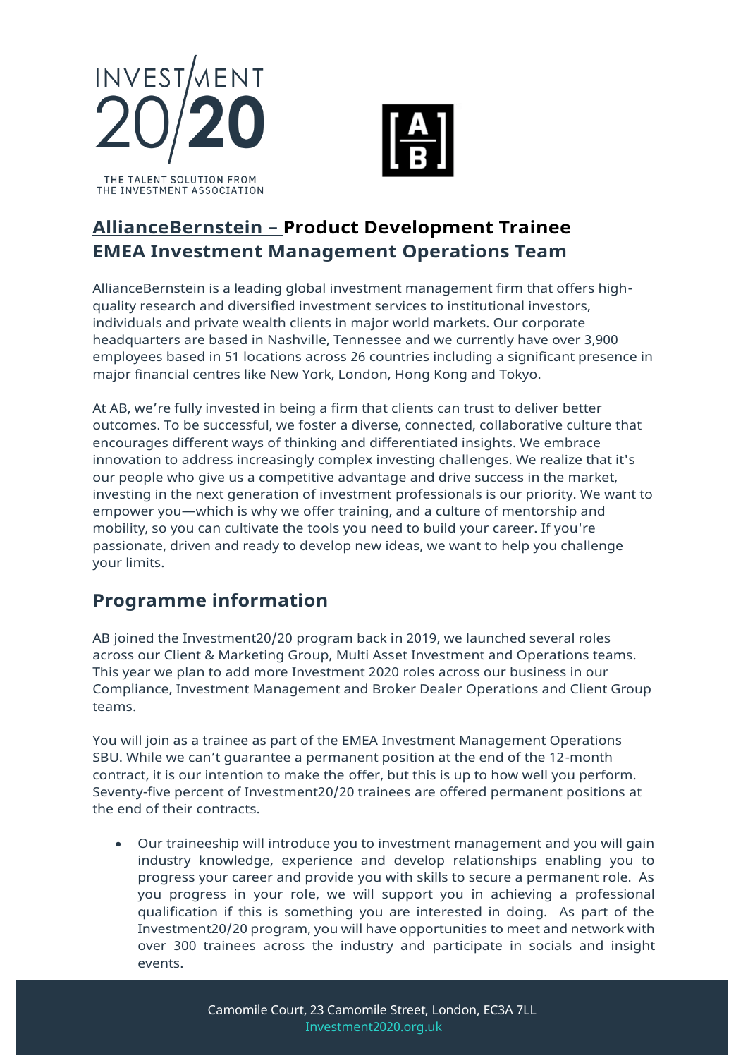INVESTMENT 20/20

THE TALENT SOLUTION FROM THE INVESTMENT ASSOCIATION

# AllianceBernstein – Product Development Trainee EMEA Investment Management Operations Team

AllianceBernstein is a leading global investment management firm that offers high-quality research and diversified investment services to institutional investors, individuals and private wealth clients in major world markets. Our corporate headquarters are based in Nashville, Tennessee and we currently have over 3,900 employees based in 51 locations across 26 countries including a significant presence in major financial centres like New York, London, Hong Kong and Tokyo.

At AB, we're fully invested in being a firm that clients can trust to deliver better outcomes. To be successful, we foster a diverse, connected, collaborative culture that encourages different ways of thinking and differentiated insights. We embrace innovation to address increasingly complex investing challenges. We realize that it's our people who give us a competitive advantage and drive success in the market, investing in the next generation of investment professionals is our priority. We want to empower you—which is why we offer training, and a culture of mentorship and mobility, so you can cultivate the tools you need to build your career. If you're passionate, driven and ready to develop new ideas, we want to help you challenge your limits.

## Programme information

AB joined the Investment20/20 program back in 2019, we launched several roles across our Client & Marketing Group, Multi Asset Investment and Operations teams. This year we plan to add more Investment 2020 roles across our business in our Compliance, Investment Management and Broker Dealer Operations and Client Group teams.

You will join as a trainee as part of the EMEA Investment Management Operations SBU. While we can't guarantee a permanent position at the end of the 12-month contract, it is our intention to make the offer, but this is up to how well you perform. Seventy-five percent of Investment20/20 trainees are offered permanent positions at the end of their contracts.

- Our traineeship will introduce you to investment management and you will gain industry knowledge, experience and develop relationships enabling you to progress your career and provide you with skills to secure a permanent role. As you progress in your role, we will support you in achieving a professional qualification if this is something you are interested in doing. As part of the Investment20/20 program, you will have opportunities to meet and network with over 300 trainees across the industry and participate in socials and insight events.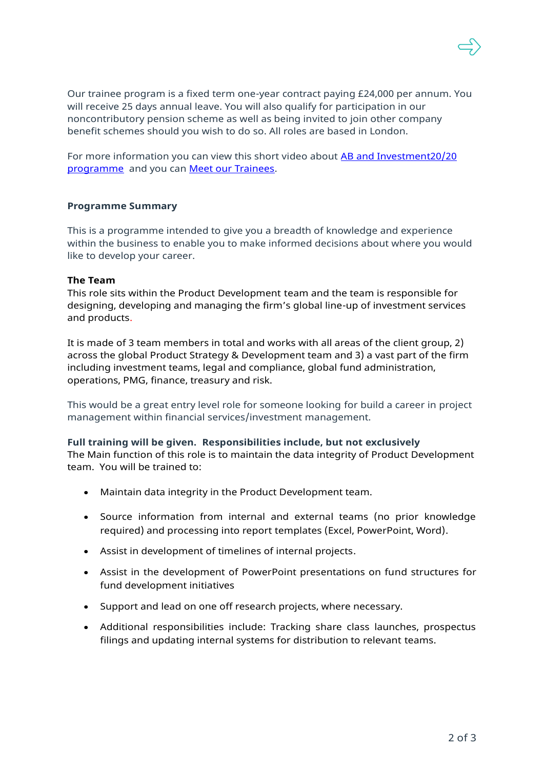Our trainee program is a fixed term one-year contract paying £24,000 per annum. You will receive 25 days annual leave. You will also qualify for participation in our noncontributory pension scheme as well as being invited to join other company benefit schemes should you wish to do so. All roles are based in London.

For more information you can view this short video about AB and Investment20/20 programme and you can Meet our Trainees.

**Programme Summary**

This is a programme intended to give you a breadth of knowledge and experience within the business to enable you to make informed decisions about where you would like to develop your career.

**The Team**

This role sits within the Product Development team and the team is responsible for designing, developing and managing the firm's global line-up of investment services and products.

It is made of 3 team members in total and works with all areas of the client group, 2) across the global Product Strategy & Development team and 3) a vast part of the firm including investment teams, legal and compliance, global fund administration, operations, PMG, finance, treasury and risk.

This would be a great entry level role for someone looking for build a career in project management within financial services/investment management.

**Full training will be given. Responsibilities include, but not exclusively**

The Main function of this role is to maintain the data integrity of Product Development team. You will be trained to:

- Maintain data integrity in the Product Development team.
- Source information from internal and external teams (no prior knowledge required) and processing into report templates (Excel, PowerPoint, Word).
- Assist in development of timelines of internal projects.
- Assist in the development of PowerPoint presentations on fund structures for fund development initiatives
- Support and lead on one off research projects, where necessary.
- Additional responsibilities include: Tracking share class launches, prospectus filings and updating internal systems for distribution to relevant teams.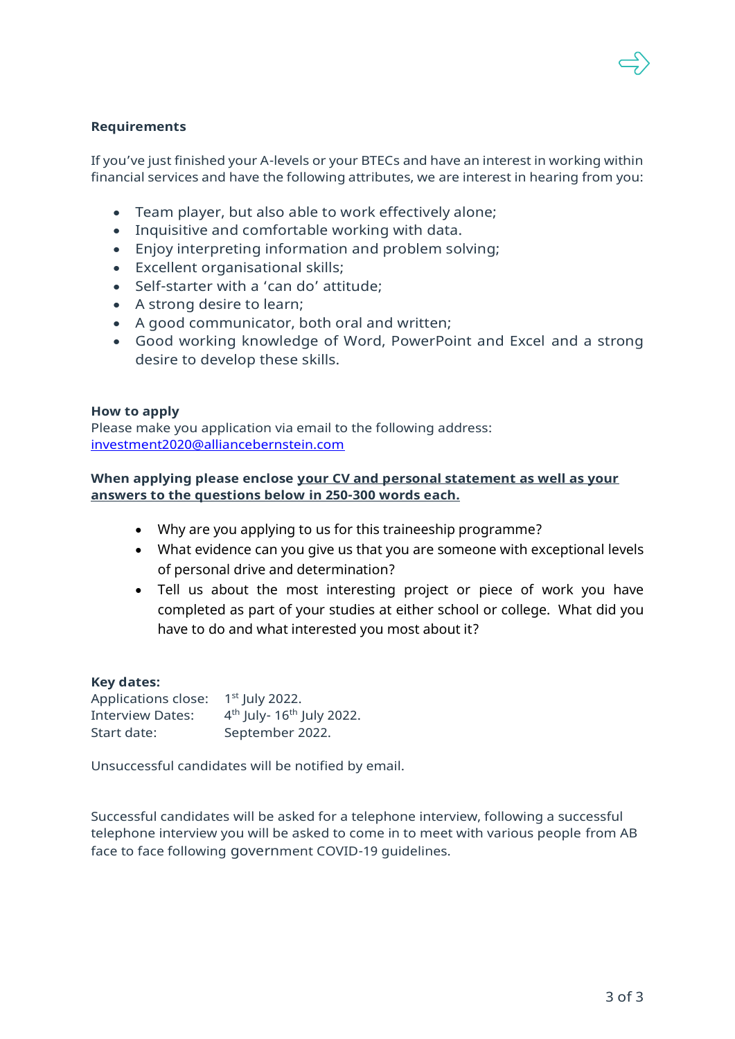**Requirements**

If you've just finished your A-levels or your BTECs and have an interest in working within financial services and have the following attributes, we are interest in hearing from you:

- Team player, but also able to work effectively alone;
- Inquisitive and comfortable working with data.
- Enjoy interpreting information and problem solving;
- Excellent organisational skills;
- Self-starter with a 'can do' attitude;
- A strong desire to learn;
- A good communicator, both oral and written;
- Good working knowledge of Word, PowerPoint and Excel and a strong desire to develop these skills.

**How to apply**

Please make you application via email to the following address: investment2020@alliancebernstein.com

**When applying please enclose <u>your CV and personal statement as well as your answers to the questions below in 250-300 words each.</u>**

- Why are you applying to us for this traineeship programme?
- What evidence can you give us that you are someone with exceptional levels of personal drive and determination?
- Tell us about the most interesting project or piece of work you have completed as part of your studies at either school or college. What did you have to do and what interested you most about it?

**Key dates:**

| | |
|---|---|
| Applications close: | 1st July 2022. |
| Interview Dates: | 4th July- 16th July 2022. |
| Start date: | September 2022. |

Unsuccessful candidates will be notified by email.

Successful candidates will be asked for a telephone interview, following a successful telephone interview you will be asked to come in to meet with various people from AB face to face following government COVID-19 guidelines.